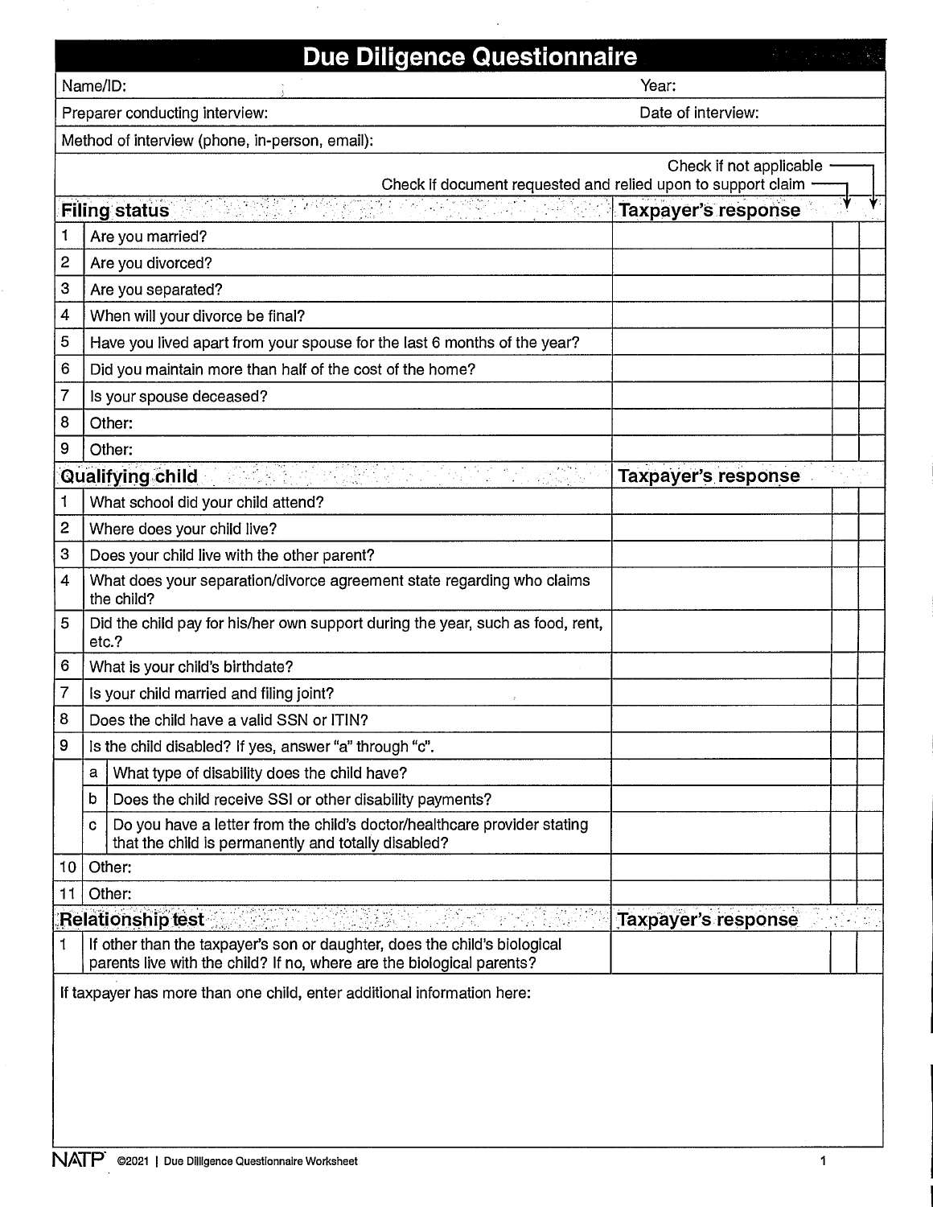# Due Diligence Questionnaire

Name/ID: Year:

Preparer conducting interview: Date of interview:

Method of interview (phone, in-person, email):

| | Filing status | Taxpayer's response | Check if document requested and relied upon to support claim | Check if not applicable |
|---|---|---|---|---|
| 1 | Are you married? | | | |
| 2 | Are you divorced? | | | |
| 3 | Are you separated? | | | |
| 4 | When will your divorce be final? | | | |
| 5 | Have you lived apart from your spouse for the last 6 months of the year? | | | |
| 6 | Did you maintain more than half of the cost of the home? | | | |
| 7 | Is your spouse deceased? | | | |
| 8 | Other: | | | |
| 9 | Other: | | | |

| | Qualifying child | Taxpayer's response | Check if document requested and relied upon to support claim | Check if not applicable |
|---|---|---|---|---|
| 1 | What school did your child attend? | | | |
| 2 | Where does your child live? | | | |
| 3 | Does your child live with the other parent? | | | |
| 4 | What does your separation/divorce agreement state regarding who claims the child? | | | |
| 5 | Did the child pay for his/her own support during the year, such as food, rent, etc.? | | | |
| 6 | What is your child's birthdate? | | | |
| 7 | Is your child married and filing joint? | | | |
| 8 | Does the child have a valid SSN or ITIN? | | | |
| 9 | Is the child disabled? If yes, answer "a" through "c". | | | |
| | a. What type of disability does the child have? | | | |
| | b. Does the child receive SSI or other disability payments? | | | |
| | c. Do you have a letter from the child's doctor/healthcare provider stating that the child is permanently and totally disabled? | | | |
| 10 | Other: | | | |
| 11 | Other: | | | |

| | Relationship test | Taxpayer's response | Check if document requested and relied upon to support claim | Check if not applicable |
|---|---|---|---|---|
| 1 | If other than the taxpayer's son or daughter, does the child's biological parents live with the child? If no, where are the biological parents? | | | |

If taxpayer has more than one child, enter additional information here:

NATP ©2021 | Due Diligence Questionnaire Worksheet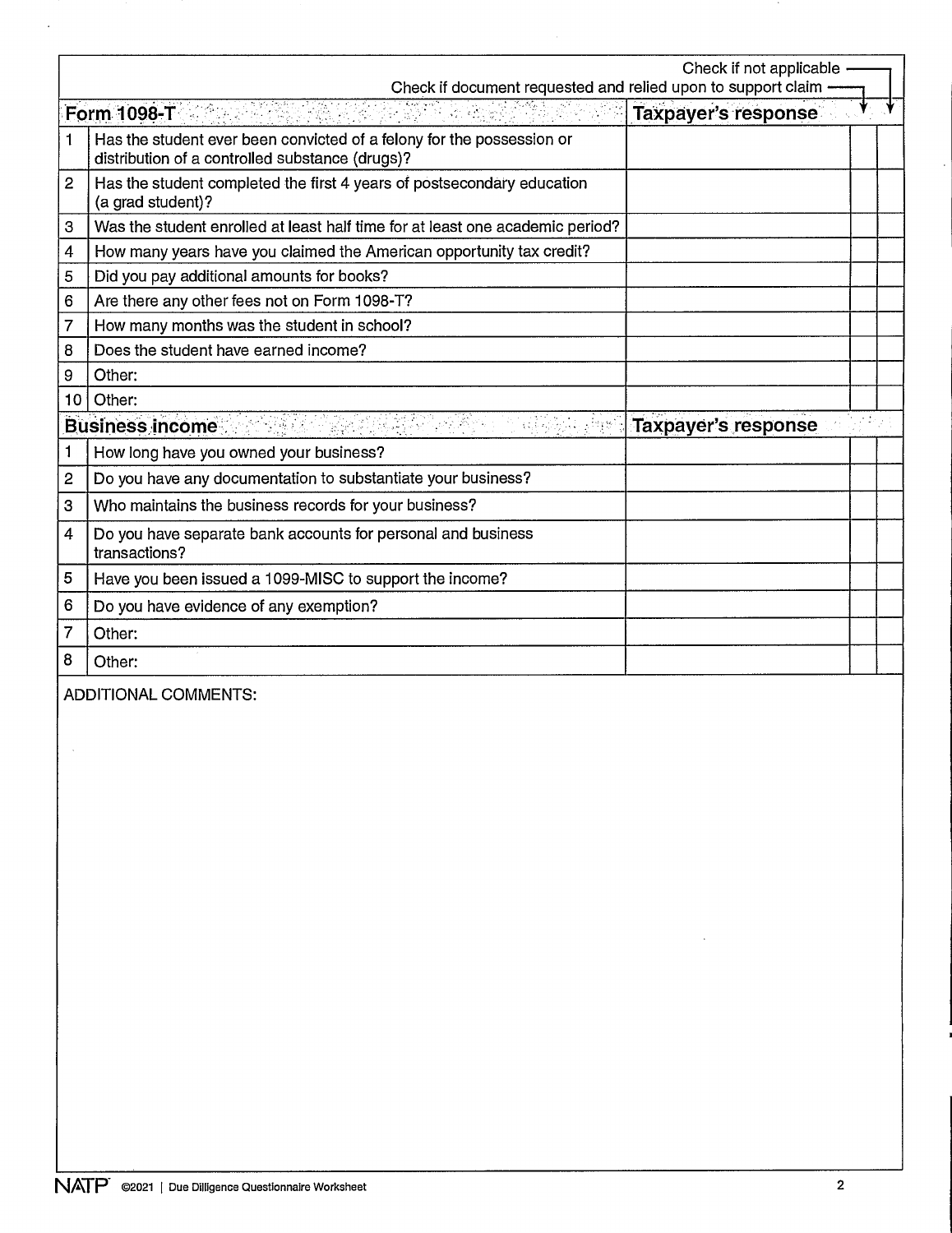| | | | Check if document requested and relied upon to support claim | Check if not applicable |
|---|---|---|---|---|
| **Form 1098-T** | | **Taxpayer's response** | | |
| 1 | Has the student ever been convicted of a felony for the possession or distribution of a controlled substance (drugs)? | | | |
| 2 | Has the student completed the first 4 years of postsecondary education (a grad student)? | | | |
| 3 | Was the student enrolled at least half time for at least one academic period? | | | |
| 4 | How many years have you claimed the American opportunity tax credit? | | | |
| 5 | Did you pay additional amounts for books? | | | |
| 6 | Are there any other fees not on Form 1098-T? | | | |
| 7 | How many months was the student in school? | | | |
| 8 | Does the student have earned income? | | | |
| 9 | Other: | | | |
| 10 | Other: | | | |
| **Business income** | | **Taxpayer's response** | | |
| 1 | How long have you owned your business? | | | |
| 2 | Do you have any documentation to substantiate your business? | | | |
| 3 | Who maintains the business records for your business? | | | |
| 4 | Do you have separate bank accounts for personal and business transactions? | | | |
| 5 | Have you been issued a 1099-MISC to support the income? | | | |
| 6 | Do you have evidence of any exemption? | | | |
| 7 | Other: | | | |
| 8 | Other: | | | |

ADDITIONAL COMMENTS:

NATP ©2021 | Due Dilligence Questionnaire Worksheet